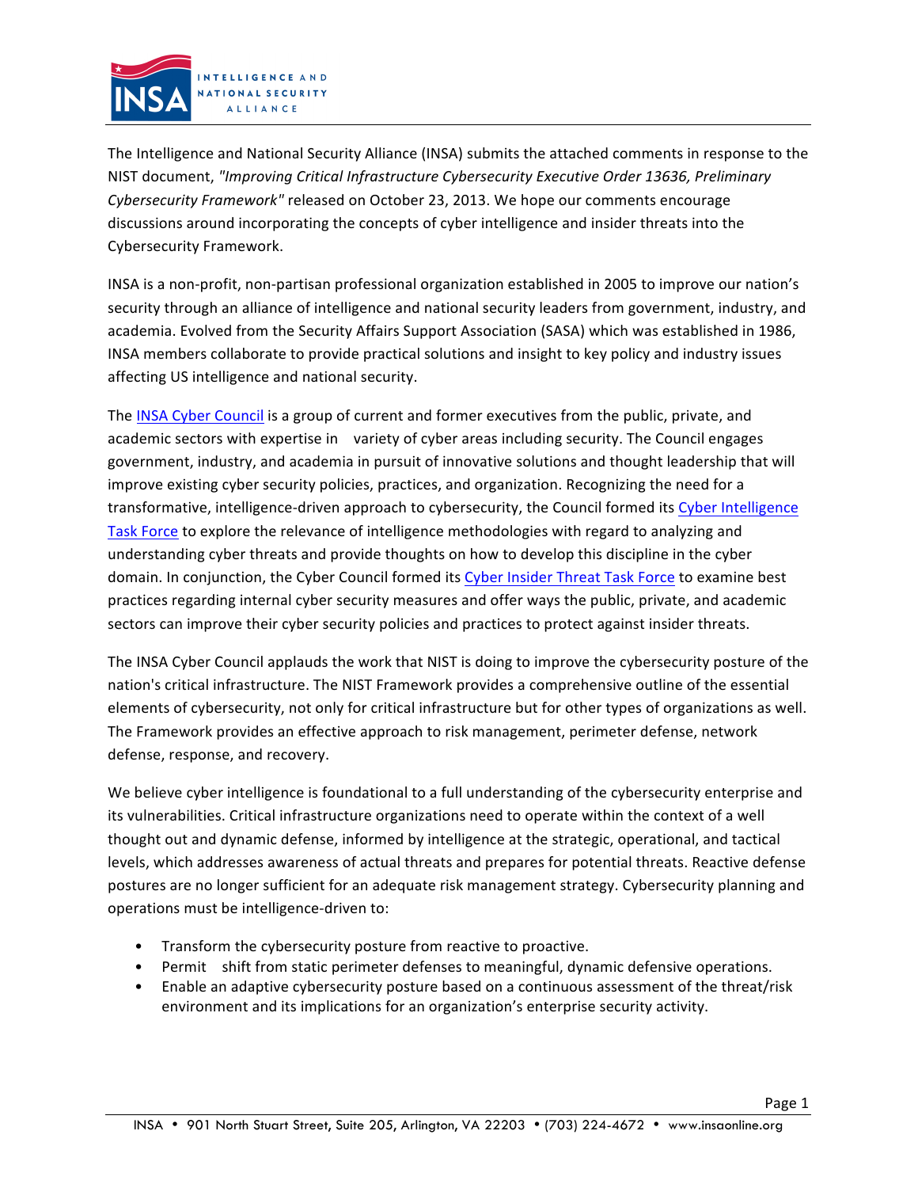The Intelligence and National Security Alliance (INSA) submits the attached comments in response to the NIST document, *"Improving Critical Infrastructure Cybersecurity Executive Order 13636, Preliminary Cybersecurity Framework"* released on October 23, 2013. We hope our comments encourage discussions around incorporating the concepts of cyber intelligence and insider threats into the Cybersecurity Framework.

INSA is a non-profit, non-partisan professional organization established in 2005 to improve our nation's security through an alliance of intelligence and national security leaders from government, industry, and academia. Evolved from the Security Affairs Support Association (SASA) which was established in 1986, INSA members collaborate to provide practical solutions and insight to key policy and industry issues affecting US intelligence and national security.

The INSA Cyber Council is a group of current and former executives from the public, private, and academic sectors with expertise in variety of cyber areas including security. The Council engages government, industry, and academia in pursuit of innovative solutions and thought leadership that will improve existing cyber security policies, practices, and organization. Recognizing the need for a transformative, intelligence-driven approach to cybersecurity, the Council formed its Cyber Intelligence Task Force to explore the relevance of intelligence methodologies with regard to analyzing and understanding cyber threats and provide thoughts on how to develop this discipline in the cyber domain. In conjunction, the Cyber Council formed its Cyber Insider Threat Task Force to examine best practices regarding internal cyber security measures and offer ways the public, private, and academic sectors can improve their cyber security policies and practices to protect against insider threats.

The INSA Cyber Council applauds the work that NIST is doing to improve the cybersecurity posture of the nation's critical infrastructure. The NIST Framework provides a comprehensive outline of the essential elements of cybersecurity, not only for critical infrastructure but for other types of organizations as well. The Framework provides an effective approach to risk management, perimeter defense, network defense, response, and recovery.

We believe cyber intelligence is foundational to a full understanding of the cybersecurity enterprise and its vulnerabilities. Critical infrastructure organizations need to operate within the context of a well thought out and dynamic defense, informed by intelligence at the strategic, operational, and tactical levels, which addresses awareness of actual threats and prepares for potential threats. Reactive defense postures are no longer sufficient for an adequate risk management strategy. Cybersecurity planning and operations must be intelligence-driven to:

- Transform the cybersecurity posture from reactive to proactive.
- Permit shift from static perimeter defenses to meaningful, dynamic defensive operations.
- Enable an adaptive cybersecurity posture based on a continuous assessment of the threat/risk environment and its implications for an organization's enterprise security activity.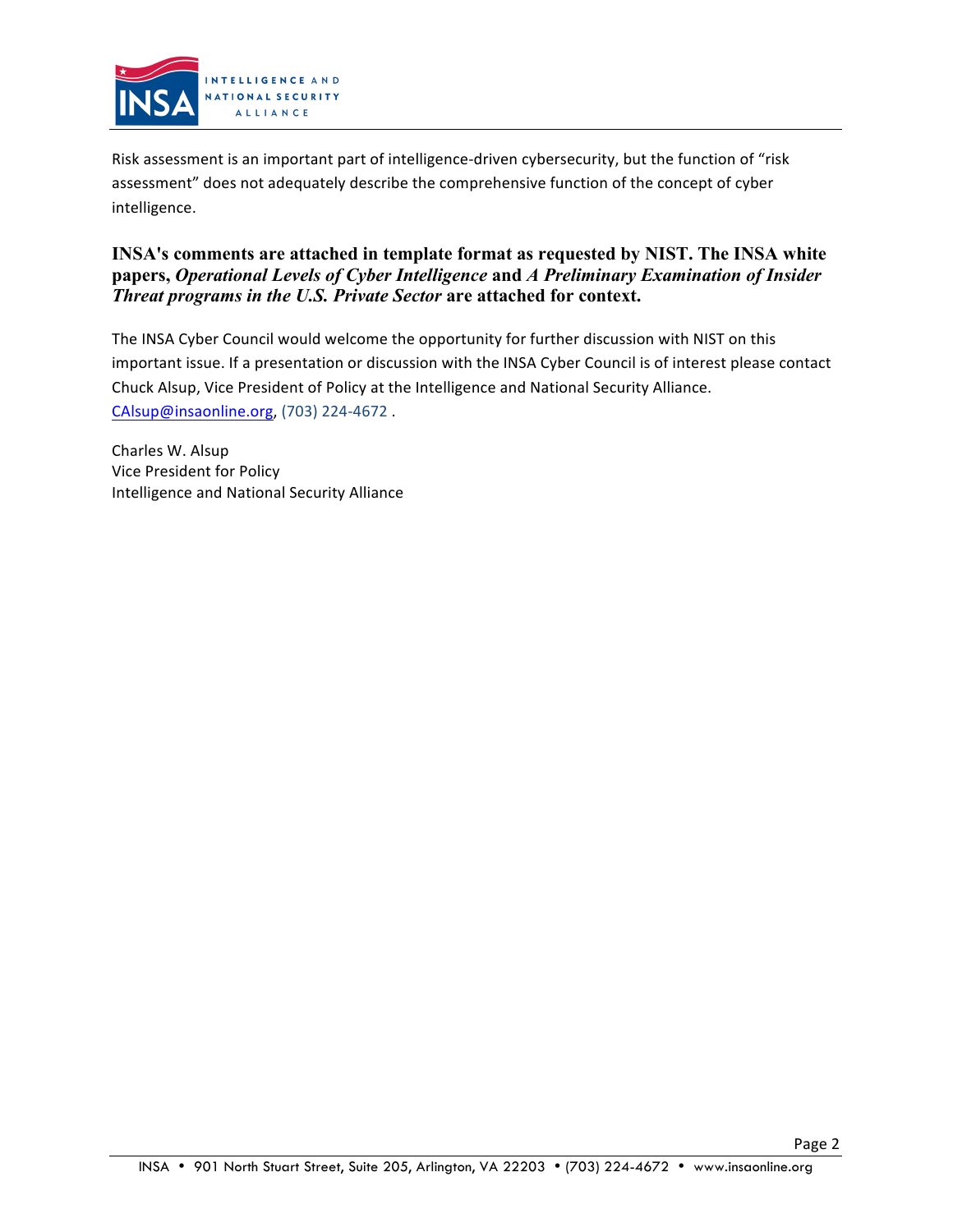Risk assessment is an important part of intelligence-driven cybersecurity, but the function of "risk assessment" does not adequately describe the comprehensive function of the concept of cyber intelligence.

**INSA's comments are attached in template format as requested by NIST. The INSA white papers, *Operational Levels of Cyber Intelligence* and *A Preliminary Examination of Insider Threat programs in the U.S. Private Sector* are attached for context.**

The INSA Cyber Council would welcome the opportunity for further discussion with NIST on this important issue. If a presentation or discussion with the INSA Cyber Council is of interest please contact Chuck Alsup, Vice President of Policy at the Intelligence and National Security Alliance. CAlsup@insaonline.org, (703) 224-4672 .

Charles W. Alsup
Vice President for Policy
Intelligence and National Security Alliance